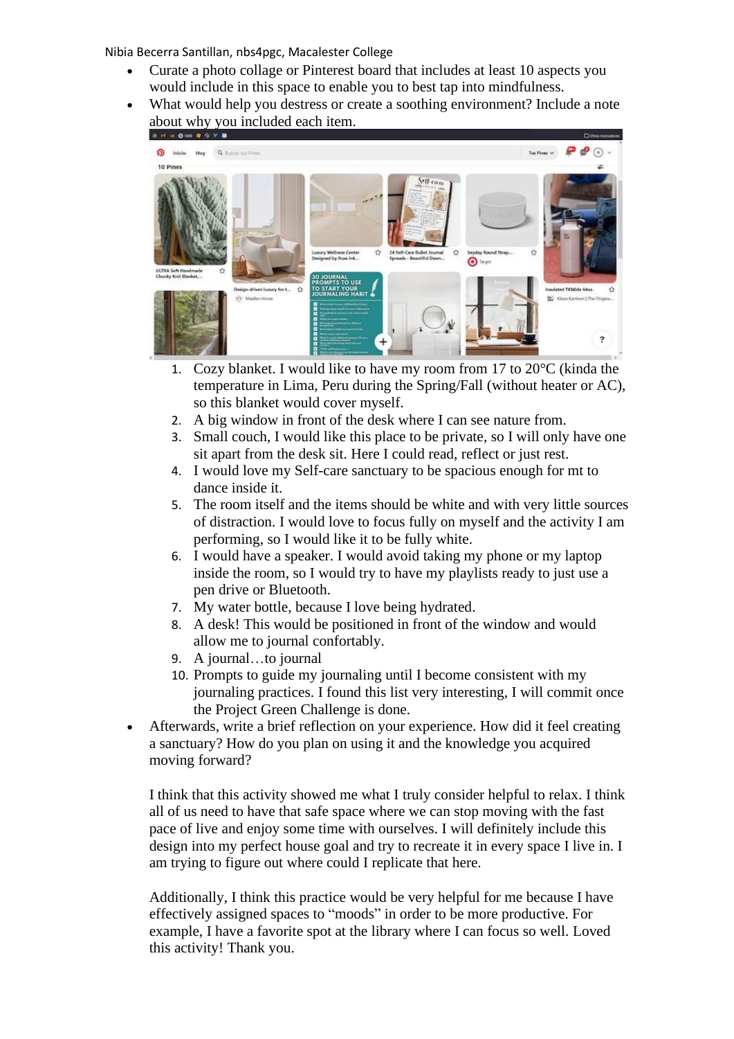Nibia Becerra Santillan, nbs4pgc, Macalester College

- Curate a photo collage or Pinterest board that includes at least 10 aspects you would include in this space to enable you to best tap into mindfulness.
- What would help you destress or create a soothing environment? Include a note about why you included each item.

    1. Cozy blanket. I would like to have my room from 17 to 20°C (kinda the temperature in Lima, Peru during the Spring/Fall (without heater or AC), so this blanket would cover myself.
    2. A big window in front of the desk where I can see nature from.
    3. Small couch, I would like this place to be private, so I will only have one sit apart from the desk sit. Here I could read, reflect or just rest.
    4. I would love my Self-care sanctuary to be spacious enough for mt to dance inside it.
    5. The room itself and the items should be white and with very little sources of distraction. I would love to focus fully on myself and the activity I am performing, so I would like it to be fully white.
    6. I would have a speaker. I would avoid taking my phone or my laptop inside the room, so I would try to have my playlists ready to just use a pen drive or Bluetooth.
    7. My water bottle, because I love being hydrated.
    8. A desk! This would be positioned in front of the window and would allow me to journal confortably.
    9. A journal…to journal
    10. Prompts to guide my journaling until I become consistent with my journaling practices. I found this list very interesting, I will commit once the Project Green Challenge is done.

- Afterwards, write a brief reflection on your experience. How did it feel creating a sanctuary? How do you plan on using it and the knowledge you acquired moving forward?

  I think that this activity showed me what I truly consider helpful to relax. I think all of us need to have that safe space where we can stop moving with the fast pace of live and enjoy some time with ourselves. I will definitely include this design into my perfect house goal and try to recreate it in every space I live in. I am trying to figure out where could I replicate that here.

  Additionally, I think this practice would be very helpful for me because I have effectively assigned spaces to "moods" in order to be more productive. For example, I have a favorite spot at the library where I can focus so well. Loved this activity! Thank you.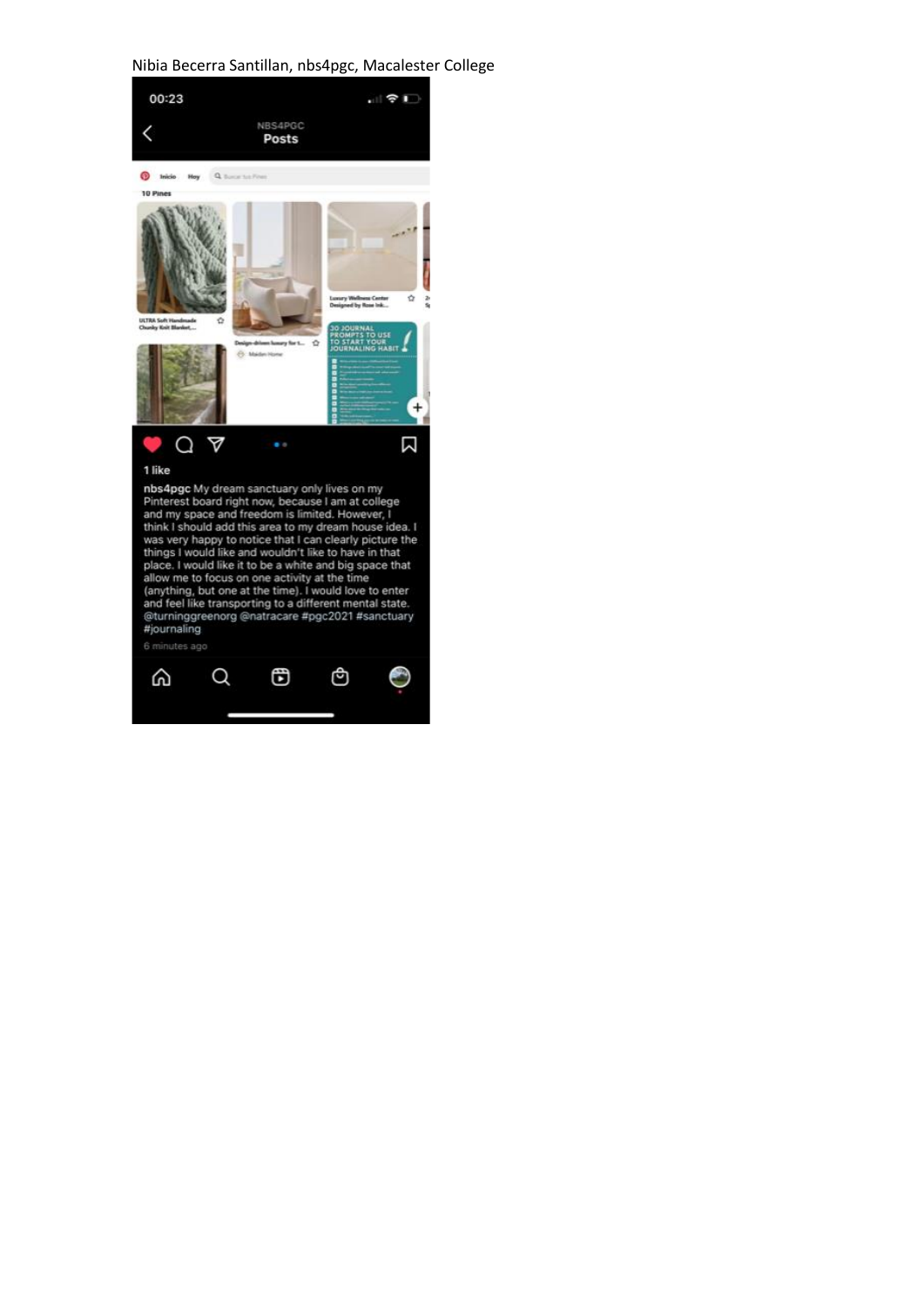Nibia Becerra Santillan, nbs4pgc, Macalester College

00:23

NBS4PGC
Posts

Inicio Hoy Buscar tus Pines

10 Pines

ULTRA Soft Handmade Chunky Knit Blanket,...

Design-driven luxury for t...

Maiden Home

Luxury Wellness Center Designed by Rose Ink...

30 JOURNAL PROMPTS TO USE TO START YOUR JOURNALING HABIT

1 like

**nbs4pgc** My dream sanctuary only lives on my Pinterest board right now, because I am at college and my space and freedom is limited. However, I think I should add this area to my dream house idea. I was very happy to notice that I can clearly picture the things I would like and wouldn't like to have in that place. I would like it to be a white and big space that allow me to focus on one activity at the time (anything, but one at the time). I would love to enter and feel like transporting to a different mental state. @turninggreenorg @natracare #pgc2021 #sanctuary #journaling

6 minutes ago